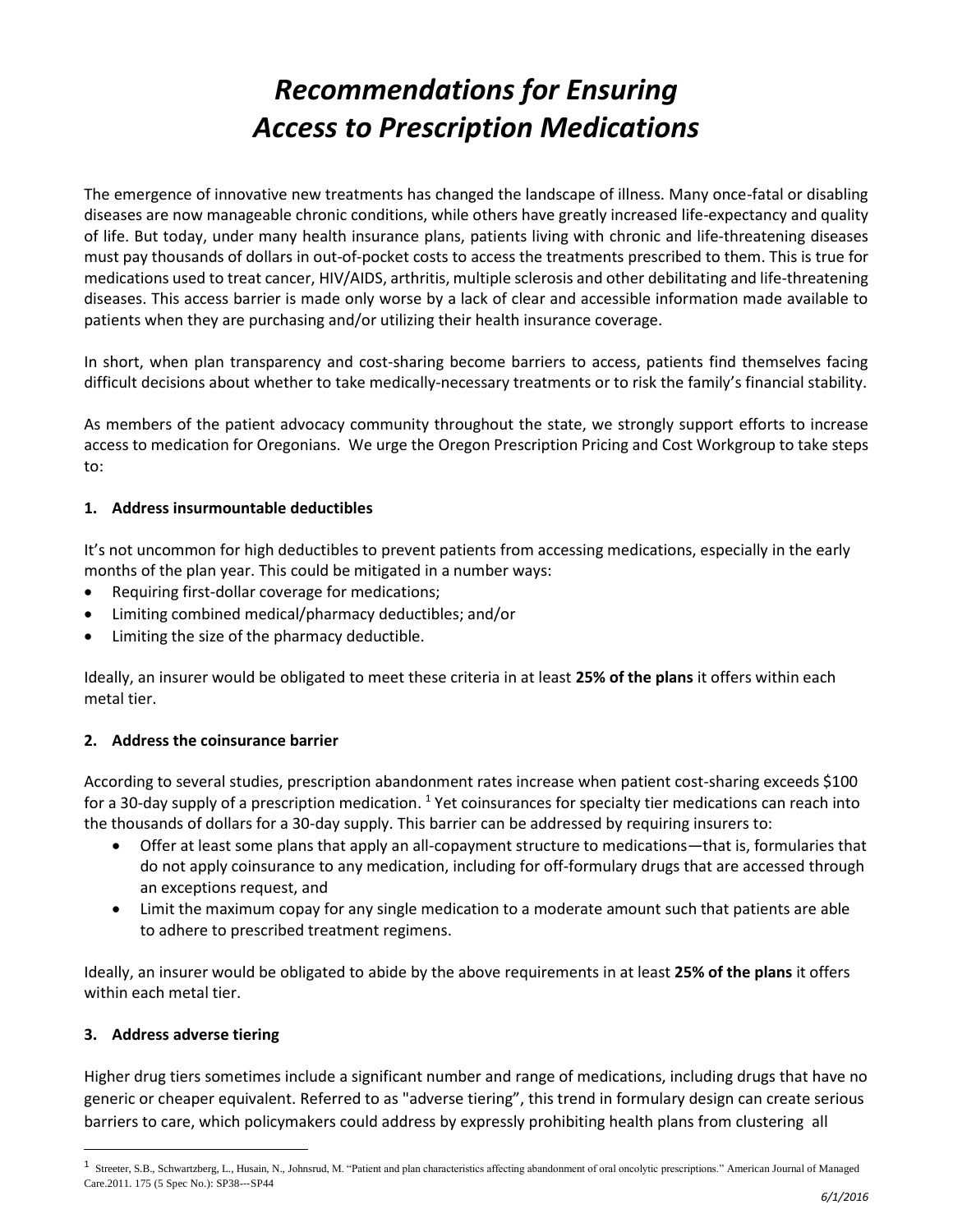# *Recommendations for Ensuring Access to Prescription Medications*

The emergence of innovative new treatments has changed the landscape of illness. Many once-fatal or disabling diseases are now manageable chronic conditions, while others have greatly increased life-expectancy and quality of life. But today, under many health insurance plans, patients living with chronic and life-threatening diseases must pay thousands of dollars in out-of-pocket costs to access the treatments prescribed to them. This is true for medications used to treat cancer, HIV/AIDS, arthritis, multiple sclerosis and other debilitating and life-threatening diseases. This access barrier is made only worse by a lack of clear and accessible information made available to patients when they are purchasing and/or utilizing their health insurance coverage.

In short, when plan transparency and cost-sharing become barriers to access, patients find themselves facing difficult decisions about whether to take medically-necessary treatments or to risk the family's financial stability.

As members of the patient advocacy community throughout the state, we strongly support efforts to increase access to medication for Oregonians. We urge the Oregon Prescription Pricing and Cost Workgroup to take steps to:

**1. Address insurmountable deductibles**

It's not uncommon for high deductibles to prevent patients from accessing medications, especially in the early months of the plan year. This could be mitigated in a number ways:

- Requiring first-dollar coverage for medications;
- Limiting combined medical/pharmacy deductibles; and/or
- Limiting the size of the pharmacy deductible.

Ideally, an insurer would be obligated to meet these criteria in at least **25% of the plans** it offers within each metal tier.

**2. Address the coinsurance barrier**

According to several studies, prescription abandonment rates increase when patient cost-sharing exceeds $100 for a 30-day supply of a prescription medication. [1] Yet coinsurances for specialty tier medications can reach into the thousands of dollars for a 30-day supply. This barrier can be addressed by requiring insurers to:

- Offer at least some plans that apply an all-copayment structure to medications—that is, formularies that do not apply coinsurance to any medication, including for off-formulary drugs that are accessed through an exceptions request, and
- Limit the maximum copay for any single medication to a moderate amount such that patients are able to adhere to prescribed treatment regimens.

Ideally, an insurer would be obligated to abide by the above requirements in at least **25% of the plans** it offers within each metal tier.

**3. Address adverse tiering**

Higher drug tiers sometimes include a significant number and range of medications, including drugs that have no generic or cheaper equivalent. Referred to as "adverse tiering", this trend in formulary design can create serious barriers to care, which policymakers could address by expressly prohibiting health plans from clustering all

[1] Streeter, S.B., Schwartzberg, L., Husain, N., Johnsrud, M. "Patient and plan characteristics affecting abandonment of oral oncolytic prescriptions." American Journal of Managed Care.2011. 175 (5 Spec No.): SP38---SP44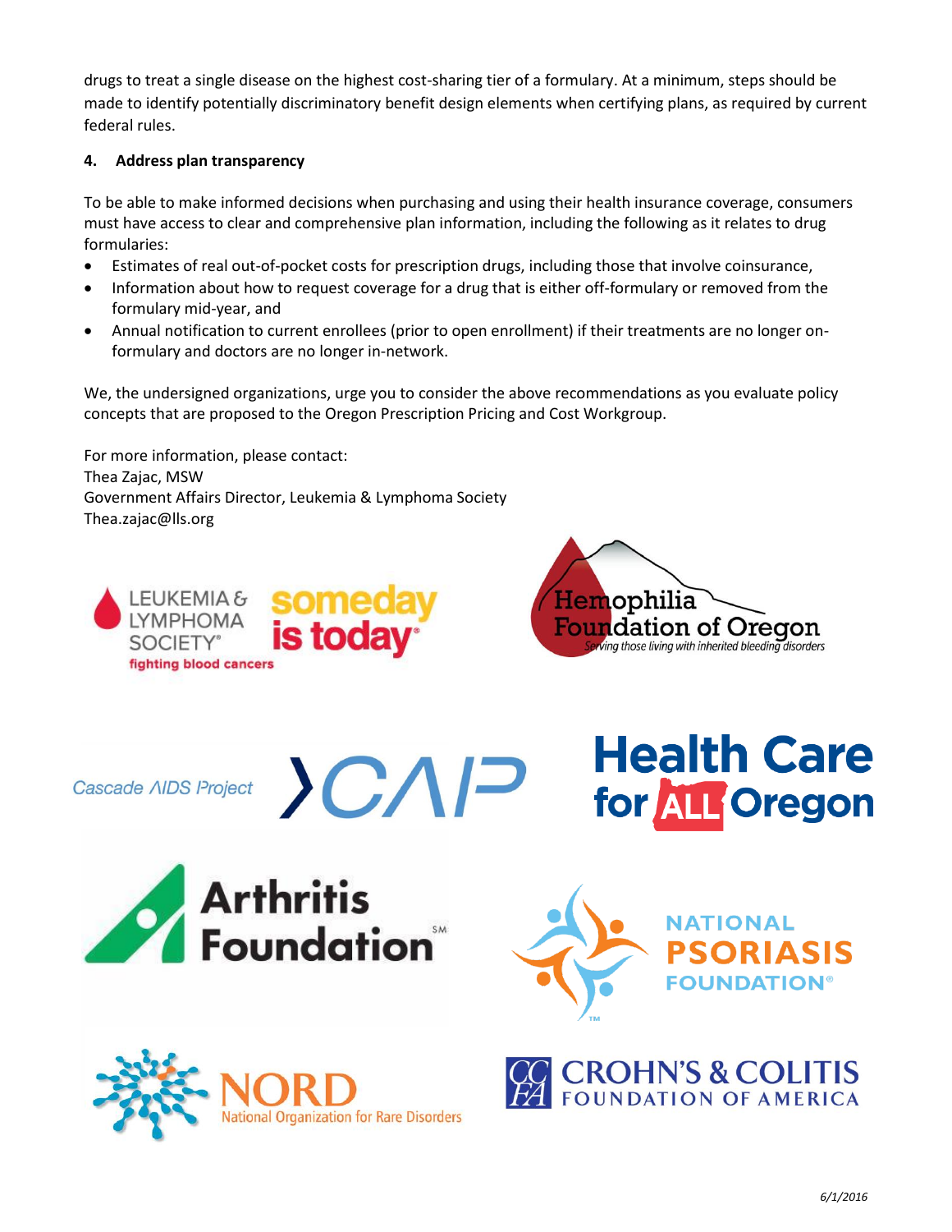drugs to treat a single disease on the highest cost-sharing tier of a formulary. At a minimum, steps should be made to identify potentially discriminatory benefit design elements when certifying plans, as required by current federal rules.

**4. Address plan transparency**

To be able to make informed decisions when purchasing and using their health insurance coverage, consumers must have access to clear and comprehensive plan information, including the following as it relates to drug formularies:

- Estimates of real out-of-pocket costs for prescription drugs, including those that involve coinsurance,
- Information about how to request coverage for a drug that is either off-formulary or removed from the formulary mid-year, and
- Annual notification to current enrollees (prior to open enrollment) if their treatments are no longer on-formulary and doctors are no longer in-network.

We, the undersigned organizations, urge you to consider the above recommendations as you evaluate policy concepts that are proposed to the Oregon Prescription Pricing and Cost Workgroup.

For more information, please contact:
Thea Zajac, MSW
Government Affairs Director, Leukemia & Lymphoma Society
Thea.zajac@lls.org

Leukemia & Lymphoma Society® fighting blood cancers — someday is today®

Hemophilia Foundation of Oregon — Serving those living with inherited bleeding disorders

Cascade AIDS Project — CAP

Health Care for ALL Oregon

Arthritis Foundation℠

National Psoriasis Foundation®

NORD National Organization for Rare Disorders

CCFA Crohn's & Colitis Foundation of America

*6/1/2016*